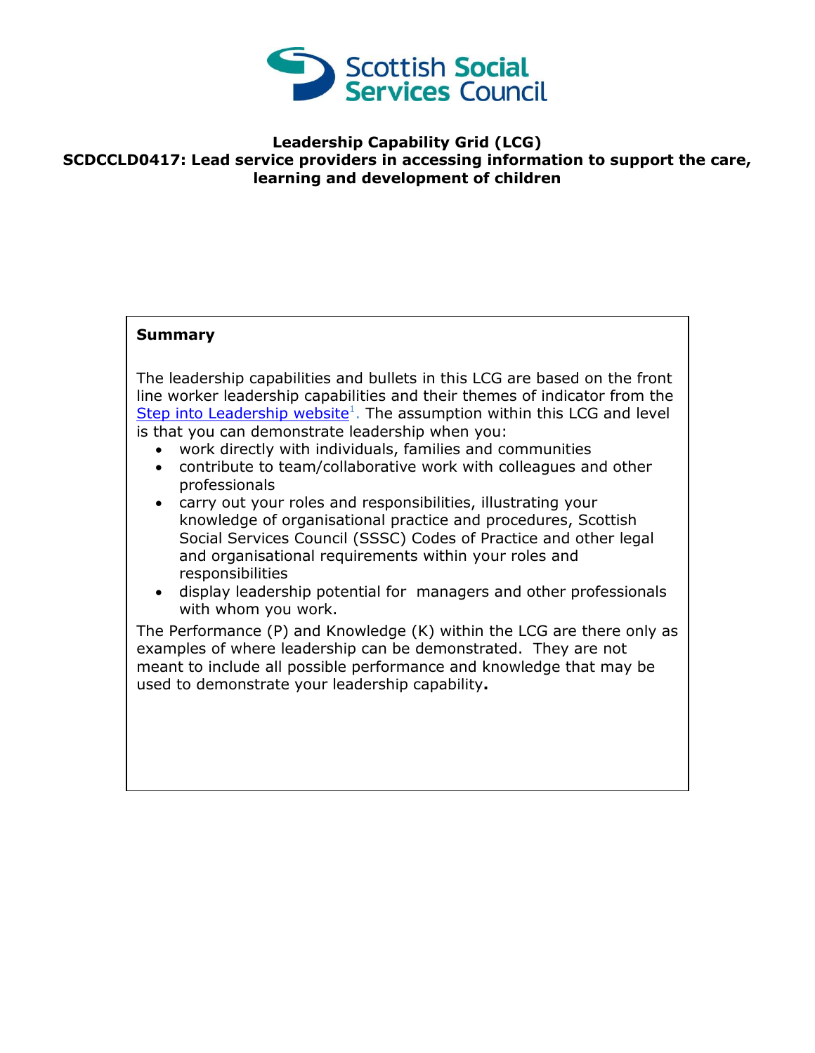Scottish Social Services Council

# Leadership Capability Grid (LCG)

## SCDCCLD0417: Lead service providers in accessing information to support the care, learning and development of children

**Summary**

The leadership capabilities and bullets in this LCG are based on the front line worker leadership capabilities and their themes of indicator from the Step into Leadership website[1]. The assumption within this LCG and level is that you can demonstrate leadership when you:

- work directly with individuals, families and communities
- contribute to team/collaborative work with colleagues and other professionals
- carry out your roles and responsibilities, illustrating your knowledge of organisational practice and procedures, Scottish Social Services Council (SSSC) Codes of Practice and other legal and organisational requirements within your roles and responsibilities
- display leadership potential for managers and other professionals with whom you work.

The Performance (P) and Knowledge (K) within the LCG are there only as examples of where leadership can be demonstrated. They are not meant to include all possible performance and knowledge that may be used to demonstrate your leadership capability**.**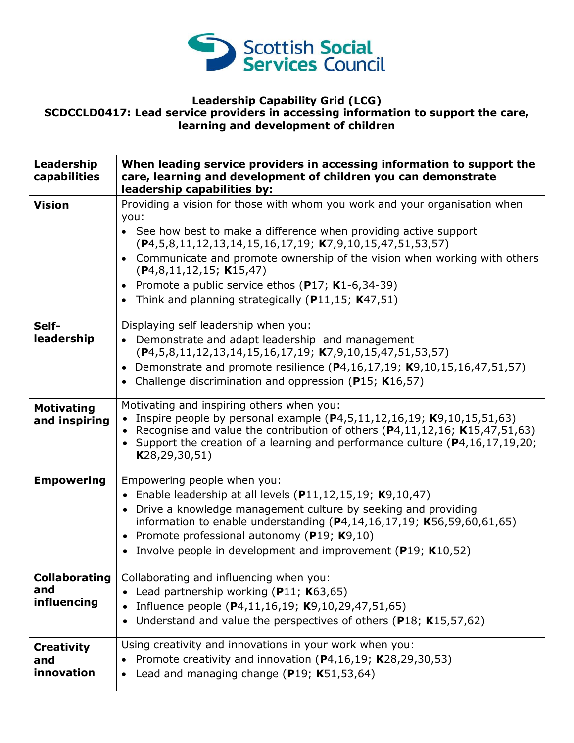**Leadership Capability Grid (LCG)**
**SCDCCLD0417: Lead service providers in accessing information to support the care, learning and development of children**

| Leadership capabilities | When leading service providers in accessing information to support the care, learning and development of children you can demonstrate leadership capabilities by: |
|---|---|
| **Vision** | Providing a vision for those with whom you work and your organisation when you:<br>• See how best to make a difference when providing active support (**P**4,5,8,11,12,13,14,15,16,17,19; **K**7,9,10,15,47,51,53,57)<br>• Communicate and promote ownership of the vision when working with others (**P**4,8,11,12,15; **K**15,47)<br>• Promote a public service ethos (**P**17; **K**1-6,34-39)<br>• Think and planning strategically (**P**11,15; **K**47,51) |
| **Self-leadership** | Displaying self leadership when you:<br>• Demonstrate and adapt leadership and management (**P**4,5,8,11,12,13,14,15,16,17,19; **K**7,9,10,15,47,51,53,57)<br>• Demonstrate and promote resilience (**P**4,16,17,19; **K**9,10,15,16,47,51,57)<br>• Challenge discrimination and oppression (**P**15; **K**16,57) |
| **Motivating and inspiring** | Motivating and inspiring others when you:<br>• Inspire people by personal example (**P**4,5,11,12,16,19; **K**9,10,15,51,63)<br>• Recognise and value the contribution of others (**P**4,11,12,16; **K**15,47,51,63)<br>• Support the creation of a learning and performance culture (**P**4,16,17,19,20; **K**28,29,30,51) |
| **Empowering** | Empowering people when you:<br>• Enable leadership at all levels (**P**11,12,15,19; **K**9,10,47)<br>• Drive a knowledge management culture by seeking and providing information to enable understanding (**P**4,14,16,17,19; **K**56,59,60,61,65)<br>• Promote professional autonomy (**P**19; **K**9,10)<br>• Involve people in development and improvement (**P**19; **K**10,52) |
| **Collaborating and influencing** | Collaborating and influencing when you:<br>• Lead partnership working (**P**11; **K**63,65)<br>• Influence people (**P**4,11,16,19; **K**9,10,29,47,51,65)<br>• Understand and value the perspectives of others (**P**18; **K**15,57,62) |
| **Creativity and innovation** | Using creativity and innovations in your work when you:<br>• Promote creativity and innovation (**P**4,16,19; **K**28,29,30,53)<br>• Lead and managing change (**P**19; **K**51,53,64) |